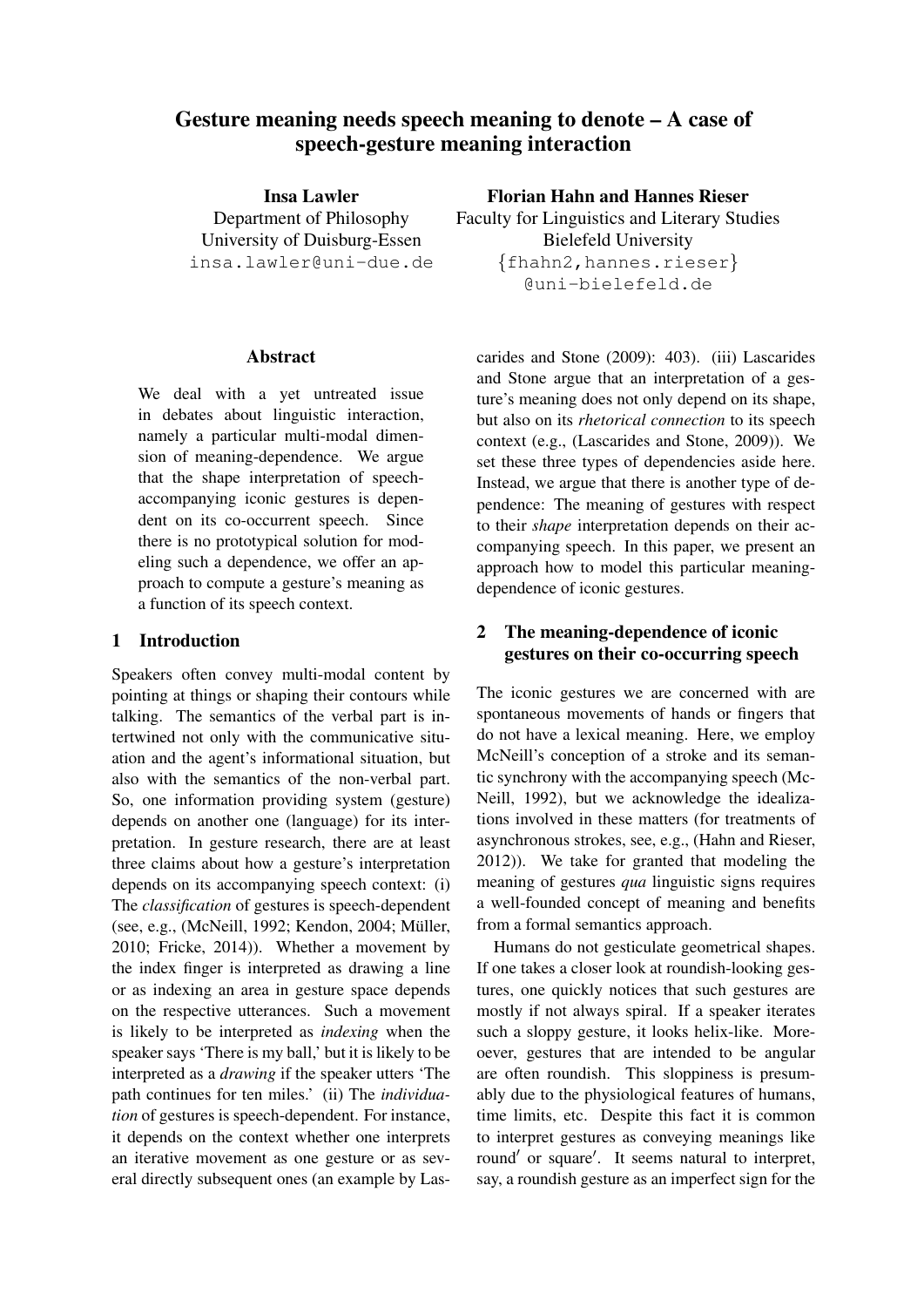# Gesture meaning needs speech meaning to denote – A case of speech-gesture meaning interaction

**Insa Lawler**
Department of Philosophy
University of Duisburg-Essen
insa.lawler@uni-due.de

**Florian Hahn and Hannes Rieser**
Faculty for Linguistics and Literary Studies
Bielefeld University
{fhahn2,hannes.rieser}@uni-bielefeld.de

## Abstract

We deal with a yet untreated issue in debates about linguistic interaction, namely a particular multi-modal dimension of meaning-dependence. We argue that the shape interpretation of speech-accompanying iconic gestures is dependent on its co-occurrent speech. Since there is no prototypical solution for modeling such a dependence, we offer an approach to compute a gesture's meaning as a function of its speech context.

## 1 Introduction

Speakers often convey multi-modal content by pointing at things or shaping their contours while talking. The semantics of the verbal part is intertwined not only with the communicative situation and the agent's informational situation, but also with the semantics of the non-verbal part. So, one information providing system (gesture) depends on another one (language) for its interpretation. In gesture research, there are at least three claims about how a gesture's interpretation depends on its accompanying speech context: (i) The *classification* of gestures is speech-dependent (see, e.g., (McNeill, 1992; Kendon, 2004; Müller, 2010; Fricke, 2014)). Whether a movement by the index finger is interpreted as drawing a line or as indexing an area in gesture space depends on the respective utterances. Such a movement is likely to be interpreted as *indexing* when the speaker says 'There is my ball,' but it is likely to be interpreted as a *drawing* if the speaker utters 'The path continues for ten miles.' (ii) The *individuation* of gestures is speech-dependent. For instance, it depends on the context whether one interprets an iterative movement as one gesture or as several directly subsequent ones (an example by Lascarides and Stone (2009): 403). (iii) Lascarides and Stone argue that an interpretation of a gesture's meaning does not only depend on its shape, but also on its *rhetorical connection* to its speech context (e.g., (Lascarides and Stone, 2009)). We set these three types of dependencies aside here. Instead, we argue that there is another type of dependence: The meaning of gestures with respect to their *shape* interpretation depends on their accompanying speech. In this paper, we present an approach how to model this particular meaning-dependence of iconic gestures.

## 2 The meaning-dependence of iconic gestures on their co-occurring speech

The iconic gestures we are concerned with are spontaneous movements of hands or fingers that do not have a lexical meaning. Here, we employ McNeill's conception of a stroke and its semantic synchrony with the accompanying speech (McNeill, 1992), but we acknowledge the idealizations involved in these matters (for treatments of asynchronous strokes, see, e.g., (Hahn and Rieser, 2012)). We take for granted that modeling the meaning of gestures *qua* linguistic signs requires a well-founded concept of meaning and benefits from a formal semantics approach.

Humans do not gesticulate geometrical shapes. If one takes a closer look at roundish-looking gestures, one quickly notices that such gestures are mostly if not always spiral. If a speaker iterates such a sloppy gesture, it looks helix-like. Moreoever, gestures that are intended to be angular are often roundish. This sloppiness is presumably due to the physiological features of humans, time limits, etc. Despite this fact it is common to interpret gestures as conveying meanings like round′ or square′. It seems natural to interpret, say, a roundish gesture as an imperfect sign for the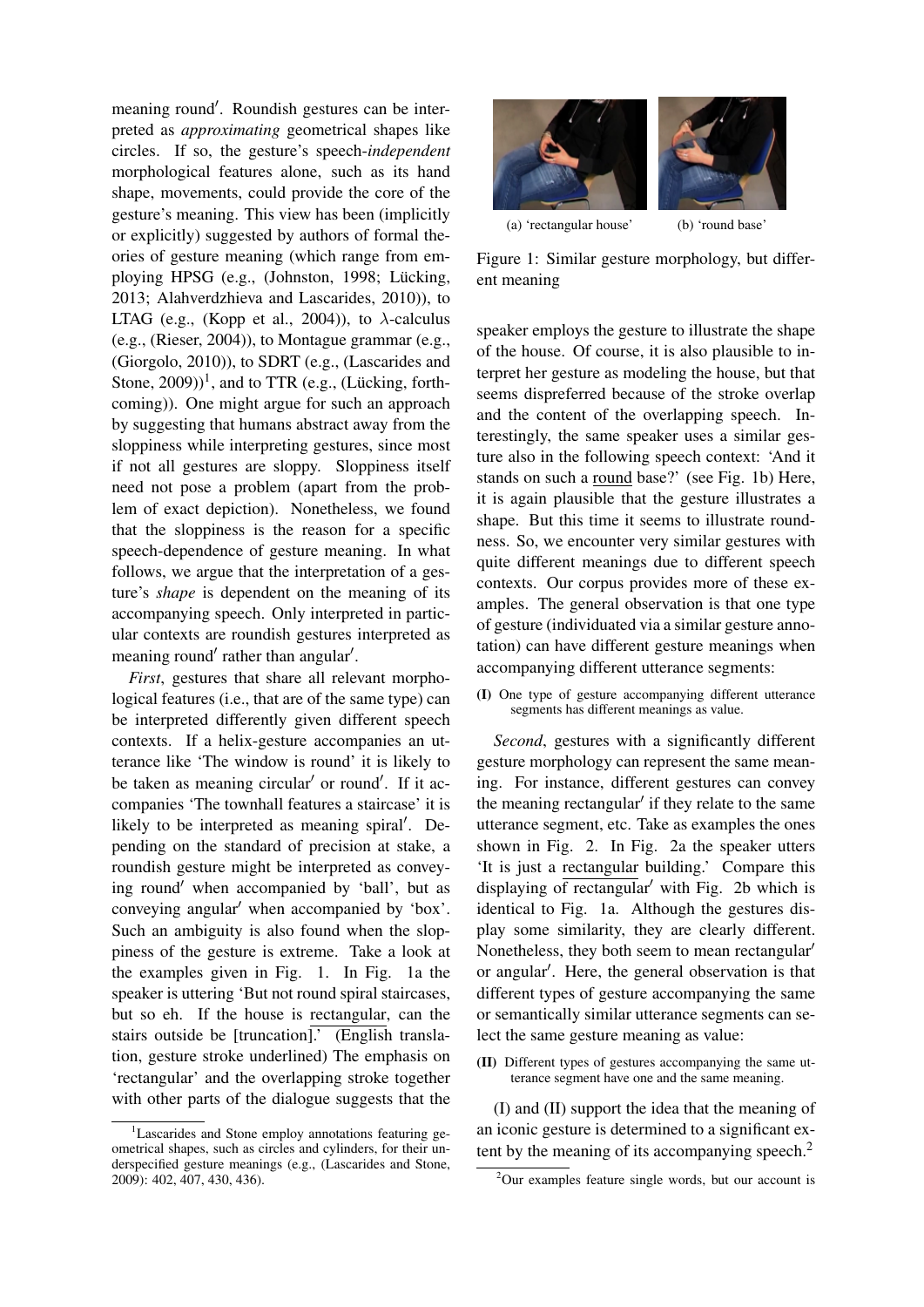meaning round′. Roundish gestures can be interpreted as *approximating* geometrical shapes like circles. If so, the gesture's speech-*independent* morphological features alone, such as its hand shape, movements, could provide the core of the gesture's meaning. This view has been (implicitly or explicitly) suggested by authors of formal theories of gesture meaning (which range from employing HPSG (e.g., (Johnston, 1998; Lücking, 2013; Alahverdzhieva and Lascarides, 2010)), to LTAG (e.g., (Kopp et al., 2004)), to $\lambda$-calculus (e.g., (Rieser, 2004)), to Montague grammar (e.g., (Giorgolo, 2010)), to SDRT (e.g., (Lascarides and Stone, 2009))[1], and to TTR (e.g., (Lücking, forthcoming)). One might argue for such an approach by suggesting that humans abstract away from the sloppiness while interpreting gestures, since most if not all gestures are sloppy. Sloppiness itself need not pose a problem (apart from the problem of exact depiction). Nonetheless, we found that the sloppiness is the reason for a specific speech-dependence of gesture meaning. In what follows, we argue that the interpretation of a gesture's *shape* is dependent on the meaning of its accompanying speech. Only interpreted in particular contexts are roundish gestures interpreted as meaning round′ rather than angular′.

*First*, gestures that share all relevant morphological features (i.e., that are of the same type) can be interpreted differently given different speech contexts. If a helix-gesture accompanies an utterance like 'The window is round' it is likely to be taken as meaning circular′ or round′. If it accompanies 'The townhall features a staircase' it is likely to be interpreted as meaning spiral′. Depending on the standard of precision at stake, a roundish gesture might be interpreted as conveying round′ when accompanied by 'ball', but as conveying angular′ when accompanied by 'box'. Such an ambiguity is also found when the sloppiness of the gesture is extreme. Take a look at the examples given in Fig. 1. In Fig. 1a the speaker is uttering 'But not round spiral staircases, but so eh. If the house is rectangular, can the stairs outside be [truncation].' (English translation, gesture stroke underlined) The emphasis on 'rectangular' and the overlapping stroke together with other parts of the dialogue suggests that the speaker employs the gesture to illustrate the shape of the house. Of course, it is also plausible to interpret her gesture as modeling the house, but that seems dispreferred because of the stroke overlap and the content of the overlapping speech. Interestingly, the same speaker uses a similar gesture also in the following speech context: 'And it stands on such a round base?' (see Fig. 1b) Here, it is again plausible that the gesture illustrates a shape. But this time it seems to illustrate roundness. So, we encounter very similar gestures with quite different meanings due to different speech contexts. Our corpus provides more of these examples. The general observation is that one type of gesture (individuated via a similar gesture annotation) can have different gesture meanings when accompanying different utterance segments:

(a) 'rectangular house' (b) 'round base'

Figure 1: Similar gesture morphology, but different meaning

**(I)** One type of gesture accompanying different utterance segments has different meanings as value.

*Second*, gestures with a significantly different gesture morphology can represent the same meaning. For instance, different gestures can convey the meaning rectangular′ if they relate to the same utterance segment, etc. Take as examples the ones shown in Fig. 2. In Fig. 2a the speaker utters 'It is just a rectangular building.' Compare this displaying of rectangular′ with Fig. 2b which is identical to Fig. 1a. Although the gestures display some similarity, they are clearly different. Nonetheless, they both seem to mean rectangular′ or angular′. Here, the general observation is that different types of gesture accompanying the same or semantically similar utterance segments can select the same gesture meaning as value:

**(II)** Different types of gestures accompanying the same utterance segment have one and the same meaning.

(I) and (II) support the idea that the meaning of an iconic gesture is determined to a significant extent by the meaning of its accompanying speech.[2]

[1] Lascarides and Stone employ annotations featuring geometrical shapes, such as circles and cylinders, for their underspecified gesture meanings (e.g., (Lascarides and Stone, 2009): 402, 407, 430, 436).

[2] Our examples feature single words, but our account is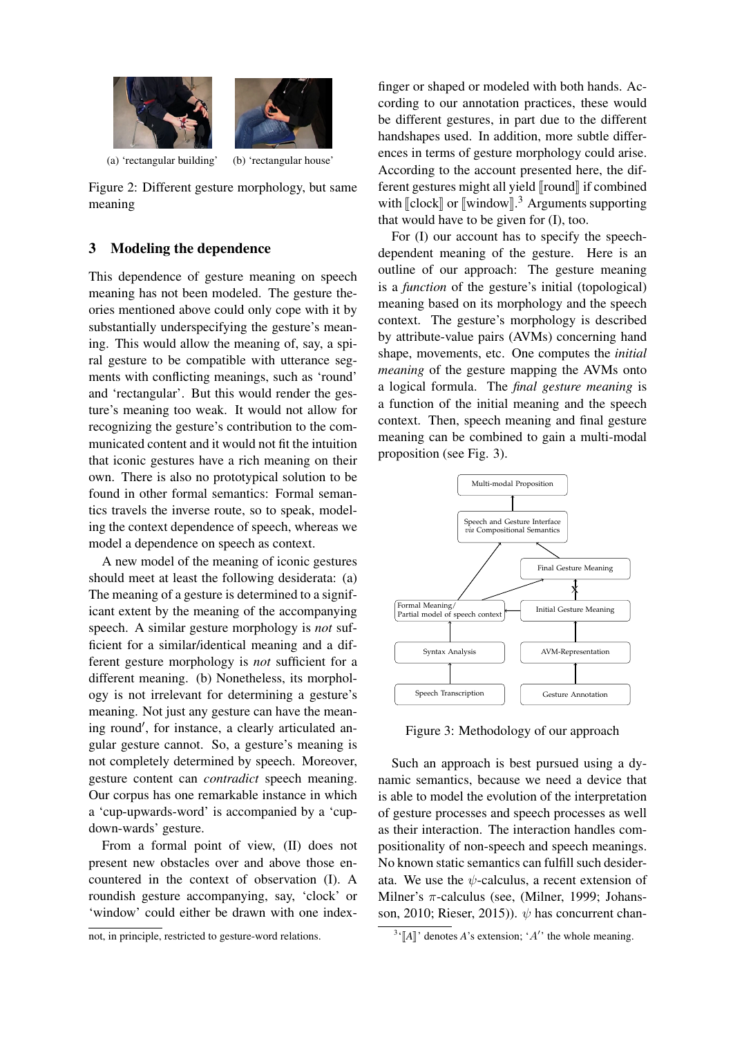(a) 'rectangular building' (b) 'rectangular house'

Figure 2: Different gesture morphology, but same meaning

## 3 Modeling the dependence

This dependence of gesture meaning on speech meaning has not been modeled. The gesture theories mentioned above could only cope with it by substantially underspecifying the gesture's meaning. This would allow the meaning of, say, a spiral gesture to be compatible with utterance segments with conflicting meanings, such as 'round' and 'rectangular'. But this would render the gesture's meaning too weak. It would not allow for recognizing the gesture's contribution to the communicated content and it would not fit the intuition that iconic gestures have a rich meaning on their own. There is also no prototypical solution to be found in other formal semantics: Formal semantics travels the inverse route, so to speak, modeling the context dependence of speech, whereas we model a dependence on speech as context.

A new model of the meaning of iconic gestures should meet at least the following desiderata: (a) The meaning of a gesture is determined to a significant extent by the meaning of the accompanying speech. A similar gesture morphology is *not* sufficient for a similar/identical meaning and a different gesture morphology is *not* sufficient for a different meaning. (b) Nonetheless, its morphology is not irrelevant for determining a gesture's meaning. Not just any gesture can have the meaning round′, for instance, a clearly articulated angular gesture cannot. So, a gesture's meaning is not completely determined by speech. Moreover, gesture content can *contradict* speech meaning. Our corpus has one remarkable instance in which a 'cup-upwards-word' is accompanied by a 'cup-down-wards' gesture.

From a formal point of view, (II) does not present new obstacles over and above those encountered in the context of observation (I). A roundish gesture accompanying, say, 'clock' or 'window' could either be drawn with one index-finger or shaped or modeled with both hands. According to our annotation practices, these would be different gestures, in part due to the different handshapes used. In addition, more subtle differences in terms of gesture morphology could arise. According to the account presented here, the different gestures might all yield ⟦round⟧ if combined with ⟦clock⟧ or ⟦window⟧.[3] Arguments supporting that would have to be given for (I), too.

not, in principle, restricted to gesture-word relations.

For (I) our account has to specify the speech-dependent meaning of the gesture. Here is an outline of our approach: The gesture meaning is a *function* of the gesture's initial (topological) meaning based on its morphology and the speech context. The gesture's morphology is described by attribute-value pairs (AVMs) concerning hand shape, movements, etc. One computes the *initial meaning* of the gesture mapping the AVMs onto a logical formula. The *final gesture meaning* is a function of the initial meaning and the speech context. Then, speech meaning and final gesture meaning can be combined to gain a multi-modal proposition (see Fig. 3).

Multi-modal Proposition

Speech and Gesture Interface *via* Compositional Semantics

Final Gesture Meaning

Formal Meaning/ Partial model of speech context

Initial Gesture Meaning

Syntax Analysis

AVM-Representation

Speech Transcription

Gesture Annotation

Figure 3: Methodology of our approach

Such an approach is best pursued using a dynamic semantics, because we need a device that is able to model the evolution of the interpretation of gesture processes and speech processes as well as their interaction. The interaction handles compositionality of non-speech and speech meanings. No known static semantics can fulfill such desiderata. We use the $\psi$-calculus, a recent extension of Milner's $\pi$-calculus (see, (Milner, 1999; Johansson, 2010; Rieser, 2015)). $\psi$ has concurrent chan-

[3] '⟦$A$⟧' denotes $A$'s extension; '$A'$' the whole meaning.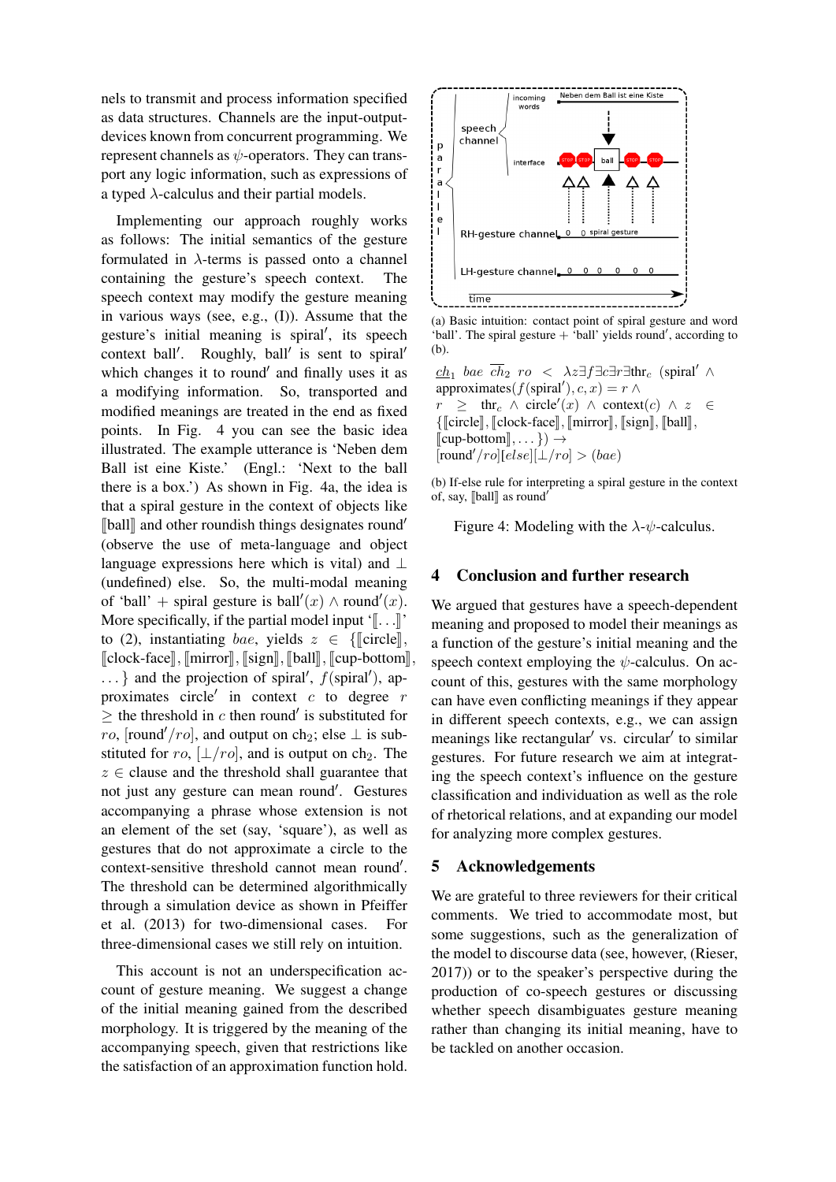nels to transmit and process information specified as data structures. Channels are the input-output-devices known from concurrent programming. We represent channels as $\psi$-operators. They can transport any logic information, such as expressions of a typed $\lambda$-calculus and their partial models.

Implementing our approach roughly works as follows: The initial semantics of the gesture formulated in $\lambda$-terms is passed onto a channel containing the gesture's speech context. The speech context may modify the gesture meaning in various ways (see, e.g., (I)). Assume that the gesture's initial meaning is spiral$'$, its speech context ball$'$. Roughly, ball$'$ is sent to spiral$'$ which changes it to round$'$ and finally uses it as a modifying information. So, transported and modified meanings are treated in the end as fixed points. In Fig. 4 you can see the basic idea illustrated. The example utterance is 'Neben dem Ball ist eine Kiste.' (Engl.: 'Next to the ball there is a box.') As shown in Fig. 4a, the idea is that a spiral gesture in the context of objects like $[\![\text{ball}]\!]$ and other roundish things designates round$'$ (observe the use of meta-language and object language expressions here which is vital) and $\perp$ (undefined) else. So, the multi-modal meaning of 'ball' + spiral gesture is $\text{ball}'(x) \wedge \text{round}'(x)$. More specifically, if the partial model input '$[\![\ldots]\!]$' to (2), instantiating $bae$, yields $z \in \{[\![\text{circle}]\!], [\![\text{clock-face}]\!], [\![\text{mirror}]\!], [\![\text{sign}]\!], [\![\text{ball}]\!], [\![\text{cup-bottom}]\!], \ldots\}$ and the projection of spiral$'$, $f(\text{spiral}')$, approximates circle$'$ in context $c$ to degree $r$ $\geq$ the threshold in $c$ then round$'$ is substituted for $ro$, $[\text{round}'/ro]$, and output on $\text{ch}_2$; else $\perp$ is substituted for $ro$, $[\perp/ro]$, and is output on $\text{ch}_2$. The $z \in$ clause and the threshold shall guarantee that not just any gesture can mean round$'$. Gestures accompanying a phrase whose extension is not an element of the set (say, 'square'), as well as gestures that do not approximate a circle to the context-sensitive threshold cannot mean round$'$. The threshold can be determined algorithmically through a simulation device as shown in Pfeiffer et al. (2013) for two-dimensional cases. For three-dimensional cases we still rely on intuition.

This account is not an underspecification account of gesture meaning. We suggest a change of the initial meaning gained from the described morphology. It is triggered by the meaning of the accompanying speech, given that restrictions like the satisfaction of an approximation function hold.

(a) Basic intuition: contact point of spiral gesture and word 'ball'. The spiral gesture + 'ball' yields round$'$, according to (b).

$\underline{ch}_1$ $bae$ $\overline{ch}_2$ $ro$ $<$ $\lambda z \exists f \exists c \exists r \exists \text{thr}_c$ $(\text{spiral}' \wedge \text{approximates}(f(\text{spiral}'), c, x) = r \wedge r \geq \text{thr}_c \wedge \text{circle}'(x) \wedge \text{context}(c) \wedge z \in \{[\![\text{circle}]\!], [\![\text{clock-face}]\!], [\![\text{mirror}]\!], [\![\text{sign}]\!], [\![\text{ball}]\!], [\![\text{cup-bottom}]\!], \ldots\}) \rightarrow [\text{round}'/ro][else][\perp/ro] > (bae)$

(b) If-else rule for interpreting a spiral gesture in the context of, say, $[\![\text{ball}]\!]$ as round$'$

Figure 4: Modeling with the $\lambda$-$\psi$-calculus.

## 4 Conclusion and further research

We argued that gestures have a speech-dependent meaning and proposed to model their meanings as a function of the gesture's initial meaning and the speech context employing the $\psi$-calculus. On account of this, gestures with the same morphology can have even conflicting meanings if they appear in different speech contexts, e.g., we can assign meanings like rectangular$'$ vs. circular$'$ to similar gestures. For future research we aim at integrating the speech context's influence on the gesture classification and individuation as well as the role of rhetorical relations, and at expanding our model for analyzing more complex gestures.

## 5 Acknowledgements

We are grateful to three reviewers for their critical comments. We tried to accommodate most, but some suggestions, such as the generalization of the model to discourse data (see, however, (Rieser, 2017)) or to the speaker's perspective during the production of co-speech gestures or discussing whether speech disambiguates gesture meaning rather than changing its initial meaning, have to be tackled on another occasion.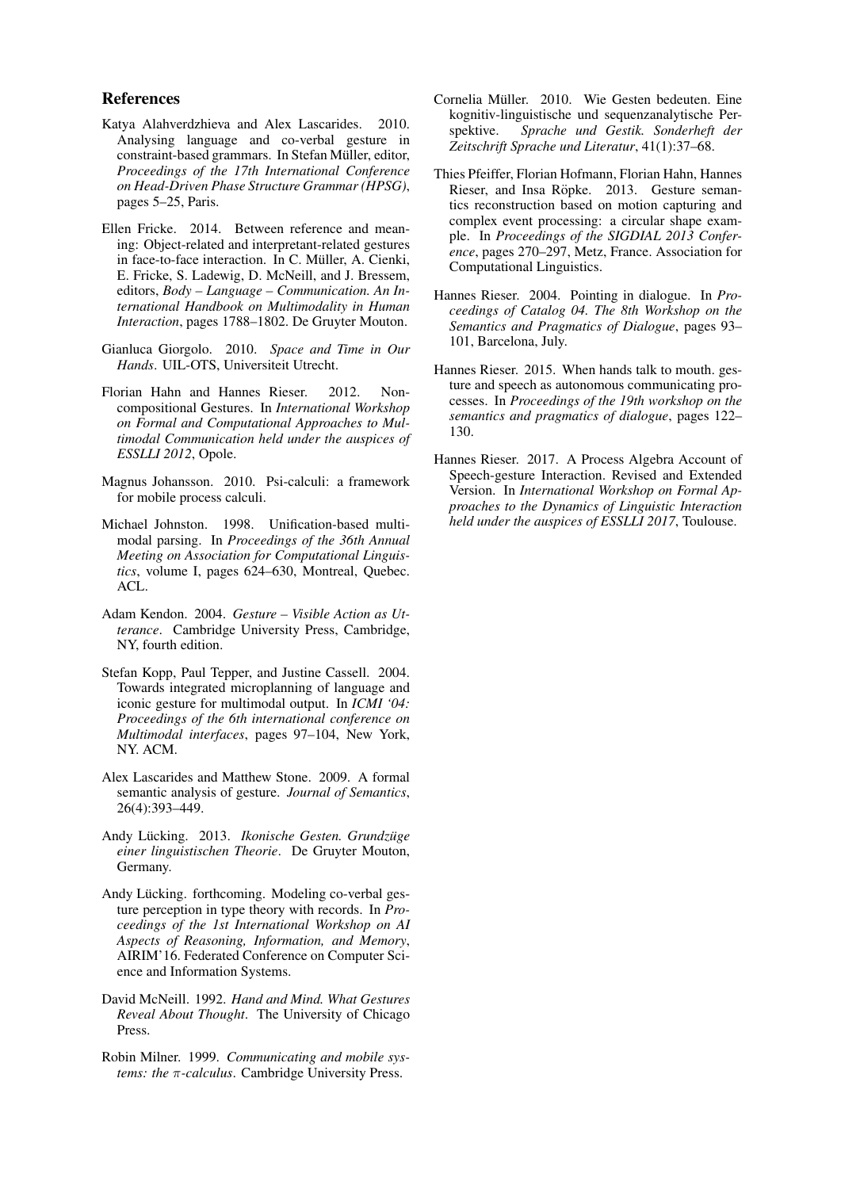## References

Katya Alahverdzhieva and Alex Lascarides. 2010. Analysing language and co-verbal gesture in constraint-based grammars. In Stefan Müller, editor, *Proceedings of the 17th International Conference on Head-Driven Phase Structure Grammar (HPSG)*, pages 5–25, Paris.

Ellen Fricke. 2014. Between reference and meaning: Object-related and interpretant-related gestures in face-to-face interaction. In C. Müller, A. Cienki, E. Fricke, S. Ladewig, D. McNeill, and J. Bressem, editors, *Body – Language – Communication. An International Handbook on Multimodality in Human Interaction*, pages 1788–1802. De Gruyter Mouton.

Gianluca Giorgolo. 2010. *Space and Time in Our Hands*. UIL-OTS, Universiteit Utrecht.

Florian Hahn and Hannes Rieser. 2012. Non-compositional Gestures. In *International Workshop on Formal and Computational Approaches to Multimodal Communication held under the auspices of ESSLLI 2012*, Opole.

Magnus Johansson. 2010. Psi-calculi: a framework for mobile process calculi.

Michael Johnston. 1998. Unification-based multimodal parsing. In *Proceedings of the 36th Annual Meeting on Association for Computational Linguistics*, volume I, pages 624–630, Montreal, Quebec. ACL.

Adam Kendon. 2004. *Gesture – Visible Action as Utterance*. Cambridge University Press, Cambridge, NY, fourth edition.

Stefan Kopp, Paul Tepper, and Justine Cassell. 2004. Towards integrated microplanning of language and iconic gesture for multimodal output. In *ICMI '04: Proceedings of the 6th international conference on Multimodal interfaces*, pages 97–104, New York, NY. ACM.

Alex Lascarides and Matthew Stone. 2009. A formal semantic analysis of gesture. *Journal of Semantics*, 26(4):393–449.

Andy Lücking. 2013. *Ikonische Gesten. Grundzüge einer linguistischen Theorie*. De Gruyter Mouton, Germany.

Andy Lücking. forthcoming. Modeling co-verbal gesture perception in type theory with records. In *Proceedings of the 1st International Workshop on AI Aspects of Reasoning, Information, and Memory*, AIRIM'16. Federated Conference on Computer Science and Information Systems.

David McNeill. 1992. *Hand and Mind. What Gestures Reveal About Thought*. The University of Chicago Press.

Robin Milner. 1999. *Communicating and mobile systems: the $\pi$-calculus*. Cambridge University Press.

Cornelia Müller. 2010. Wie Gesten bedeuten. Eine kognitiv-linguistische und sequenzanalytische Perspektive. *Sprache und Gestik. Sonderheft der Zeitschrift Sprache und Literatur*, 41(1):37–68.

Thies Pfeiffer, Florian Hofmann, Florian Hahn, Hannes Rieser, and Insa Röpke. 2013. Gesture semantics reconstruction based on motion capturing and complex event processing: a circular shape example. In *Proceedings of the SIGDIAL 2013 Conference*, pages 270–297, Metz, France. Association for Computational Linguistics.

Hannes Rieser. 2004. Pointing in dialogue. In *Proceedings of Catalog 04. The 8th Workshop on the Semantics and Pragmatics of Dialogue*, pages 93–101, Barcelona, July.

Hannes Rieser. 2015. When hands talk to mouth. gesture and speech as autonomous communicating processes. In *Proceedings of the 19th workshop on the semantics and pragmatics of dialogue*, pages 122–130.

Hannes Rieser. 2017. A Process Algebra Account of Speech-gesture Interaction. Revised and Extended Version. In *International Workshop on Formal Approaches to the Dynamics of Linguistic Interaction held under the auspices of ESSLLI 2017*, Toulouse.